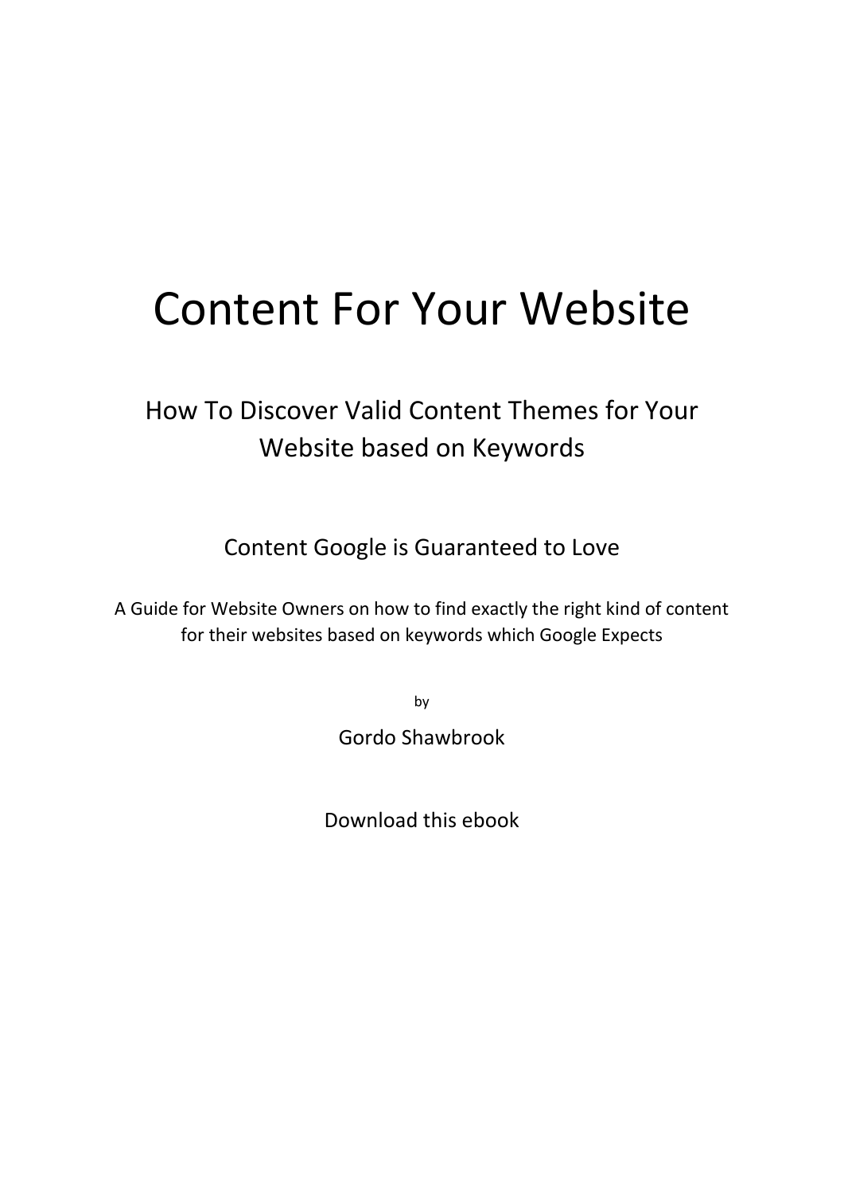# Content For Your Website

## How To Discover Valid Content Themes for Your Website based on Keywords

### Content Google is Guaranteed to Love

A Guide for Website Owners on how to find exactly the right kind of content for their websites based on keywords which Google Expects

by

Gordo Shawbrook

Download this ebook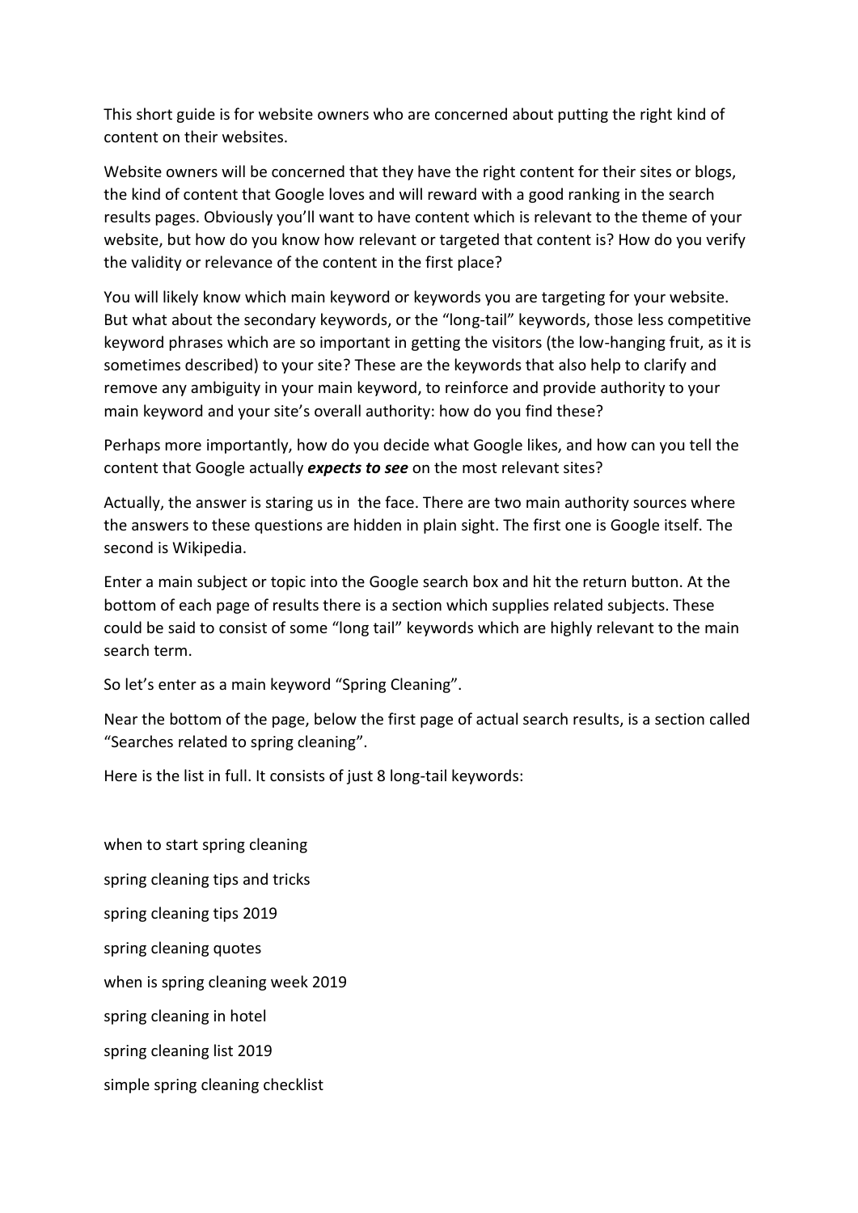This short guide is for website owners who are concerned about putting the right kind of content on their websites.

Website owners will be concerned that they have the right content for their sites or blogs, the kind of content that Google loves and will reward with a good ranking in the search results pages. Obviously you'll want to have content which is relevant to the theme of your website, but how do you know how relevant or targeted that content is? How do you verify the validity or relevance of the content in the first place?

You will likely know which main keyword or keywords you are targeting for your website. But what about the secondary keywords, or the "long-tail" keywords, those less competitive keyword phrases which are so important in getting the visitors (the low-hanging fruit, as it is sometimes described) to your site? These are the keywords that also help to clarify and remove any ambiguity in your main keyword, to reinforce and provide authority to your main keyword and your site's overall authority: how do you find these?

Perhaps more importantly, how do you decide what Google likes, and how can you tell the content that Google actually ***expects to see*** on the most relevant sites?

Actually, the answer is staring us in the face. There are two main authority sources where the answers to these questions are hidden in plain sight. The first one is Google itself. The second is Wikipedia.

Enter a main subject or topic into the Google search box and hit the return button. At the bottom of each page of results there is a section which supplies related subjects. These could be said to consist of some "long tail" keywords which are highly relevant to the main search term.

So let's enter as a main keyword "Spring Cleaning".

Near the bottom of the page, below the first page of actual search results, is a section called "Searches related to spring cleaning".

Here is the list in full. It consists of just 8 long-tail keywords:

when to start spring cleaning

spring cleaning tips and tricks

spring cleaning tips 2019

spring cleaning quotes

when is spring cleaning week 2019

spring cleaning in hotel

spring cleaning list 2019

simple spring cleaning checklist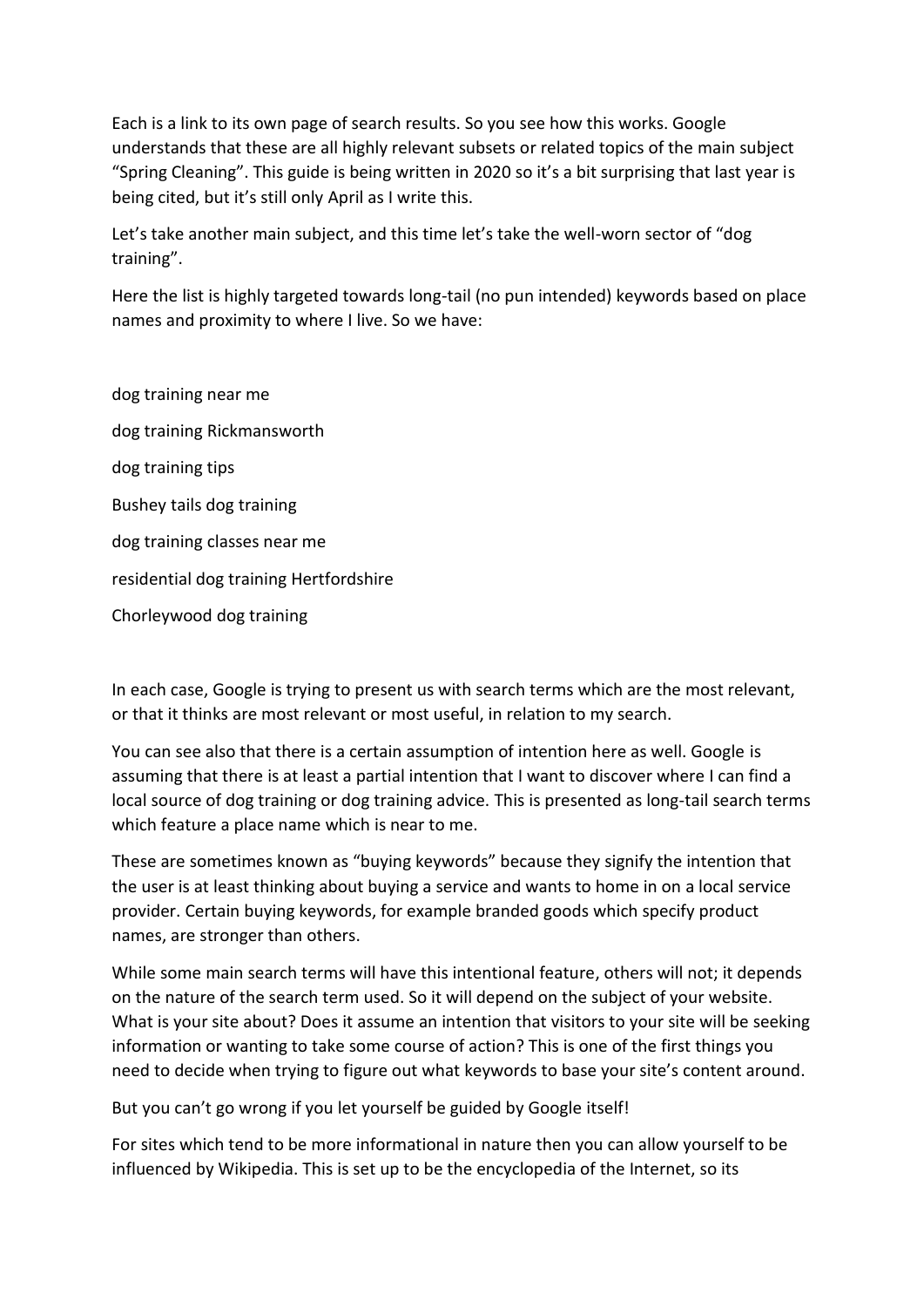Each is a link to its own page of search results. So you see how this works. Google understands that these are all highly relevant subsets or related topics of the main subject "Spring Cleaning". This guide is being written in 2020 so it's a bit surprising that last year is being cited, but it's still only April as I write this.

Let's take another main subject, and this time let's take the well-worn sector of "dog training".

Here the list is highly targeted towards long-tail (no pun intended) keywords based on place names and proximity to where I live. So we have:

dog training near me

dog training Rickmansworth

dog training tips

Bushey tails dog training

dog training classes near me

residential dog training Hertfordshire

Chorleywood dog training

In each case, Google is trying to present us with search terms which are the most relevant, or that it thinks are most relevant or most useful, in relation to my search.

You can see also that there is a certain assumption of intention here as well. Google is assuming that there is at least a partial intention that I want to discover where I can find a local source of dog training or dog training advice. This is presented as long-tail search terms which feature a place name which is near to me.

These are sometimes known as "buying keywords" because they signify the intention that the user is at least thinking about buying a service and wants to home in on a local service provider. Certain buying keywords, for example branded goods which specify product names, are stronger than others.

While some main search terms will have this intentional feature, others will not; it depends on the nature of the search term used. So it will depend on the subject of your website. What is your site about? Does it assume an intention that visitors to your site will be seeking information or wanting to take some course of action? This is one of the first things you need to decide when trying to figure out what keywords to base your site's content around.

But you can't go wrong if you let yourself be guided by Google itself!

For sites which tend to be more informational in nature then you can allow yourself to be influenced by Wikipedia. This is set up to be the encyclopedia of the Internet, so its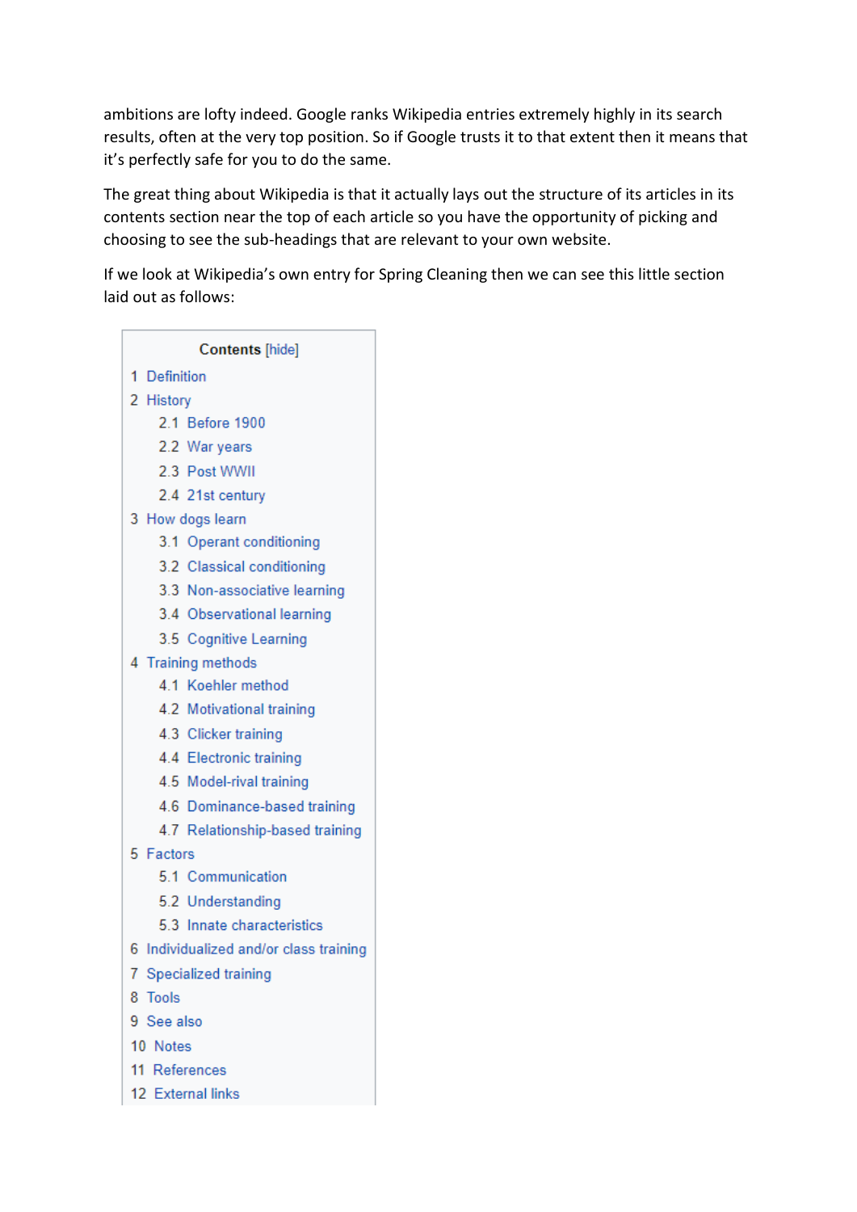ambitions are lofty indeed. Google ranks Wikipedia entries extremely highly in its search results, often at the very top position. So if Google trusts it to that extent then it means that it's perfectly safe for you to do the same.

The great thing about Wikipedia is that it actually lays out the structure of its articles in its contents section near the top of each article so you have the opportunity of picking and choosing to see the sub-headings that are relevant to your own website.

If we look at Wikipedia's own entry for Spring Cleaning then we can see this little section laid out as follows:

**Contents** [hide]

- 1 Definition
- 2 History
  - 2.1 Before 1900
  - 2.2 War years
  - 2.3 Post WWII
  - 2.4 21st century
- 3 How dogs learn
  - 3.1 Operant conditioning
  - 3.2 Classical conditioning
  - 3.3 Non-associative learning
  - 3.4 Observational learning
  - 3.5 Cognitive Learning
- 4 Training methods
  - 4.1 Koehler method
  - 4.2 Motivational training
  - 4.3 Clicker training
  - 4.4 Electronic training
  - 4.5 Model-rival training
  - 4.6 Dominance-based training
  - 4.7 Relationship-based training
- 5 Factors
  - 5.1 Communication
  - 5.2 Understanding
  - 5.3 Innate characteristics
- 6 Individualized and/or class training
- 7 Specialized training
- 8 Tools
- 9 See also
- 10 Notes
- 11 References
- 12 External links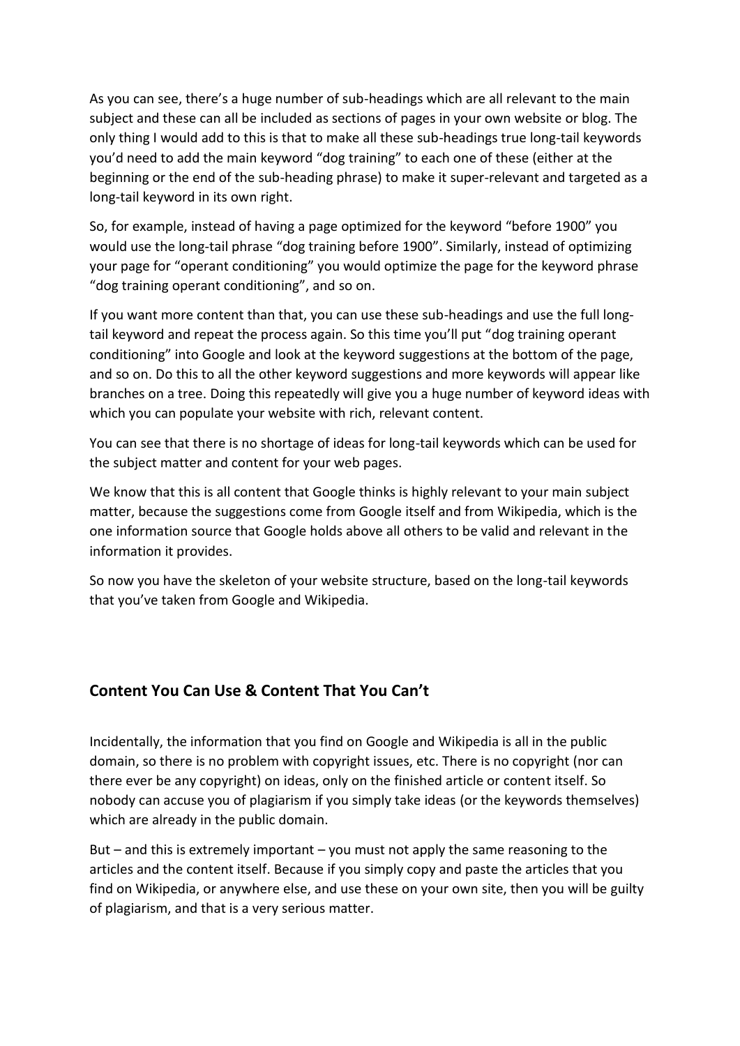As you can see, there's a huge number of sub-headings which are all relevant to the main subject and these can all be included as sections of pages in your own website or blog. The only thing I would add to this is that to make all these sub-headings true long-tail keywords you'd need to add the main keyword "dog training" to each one of these (either at the beginning or the end of the sub-heading phrase) to make it super-relevant and targeted as a long-tail keyword in its own right.

So, for example, instead of having a page optimized for the keyword "before 1900" you would use the long-tail phrase "dog training before 1900". Similarly, instead of optimizing your page for "operant conditioning" you would optimize the page for the keyword phrase "dog training operant conditioning", and so on.

If you want more content than that, you can use these sub-headings and use the full long-tail keyword and repeat the process again. So this time you'll put "dog training operant conditioning" into Google and look at the keyword suggestions at the bottom of the page, and so on. Do this to all the other keyword suggestions and more keywords will appear like branches on a tree. Doing this repeatedly will give you a huge number of keyword ideas with which you can populate your website with rich, relevant content.

You can see that there is no shortage of ideas for long-tail keywords which can be used for the subject matter and content for your web pages.

We know that this is all content that Google thinks is highly relevant to your main subject matter, because the suggestions come from Google itself and from Wikipedia, which is the one information source that Google holds above all others to be valid and relevant in the information it provides.

So now you have the skeleton of your website structure, based on the long-tail keywords that you've taken from Google and Wikipedia.

## Content You Can Use & Content That You Can't

Incidentally, the information that you find on Google and Wikipedia is all in the public domain, so there is no problem with copyright issues, etc. There is no copyright (nor can there ever be any copyright) on ideas, only on the finished article or content itself. So nobody can accuse you of plagiarism if you simply take ideas (or the keywords themselves) which are already in the public domain.

But – and this is extremely important – you must not apply the same reasoning to the articles and the content itself. Because if you simply copy and paste the articles that you find on Wikipedia, or anywhere else, and use these on your own site, then you will be guilty of plagiarism, and that is a very serious matter.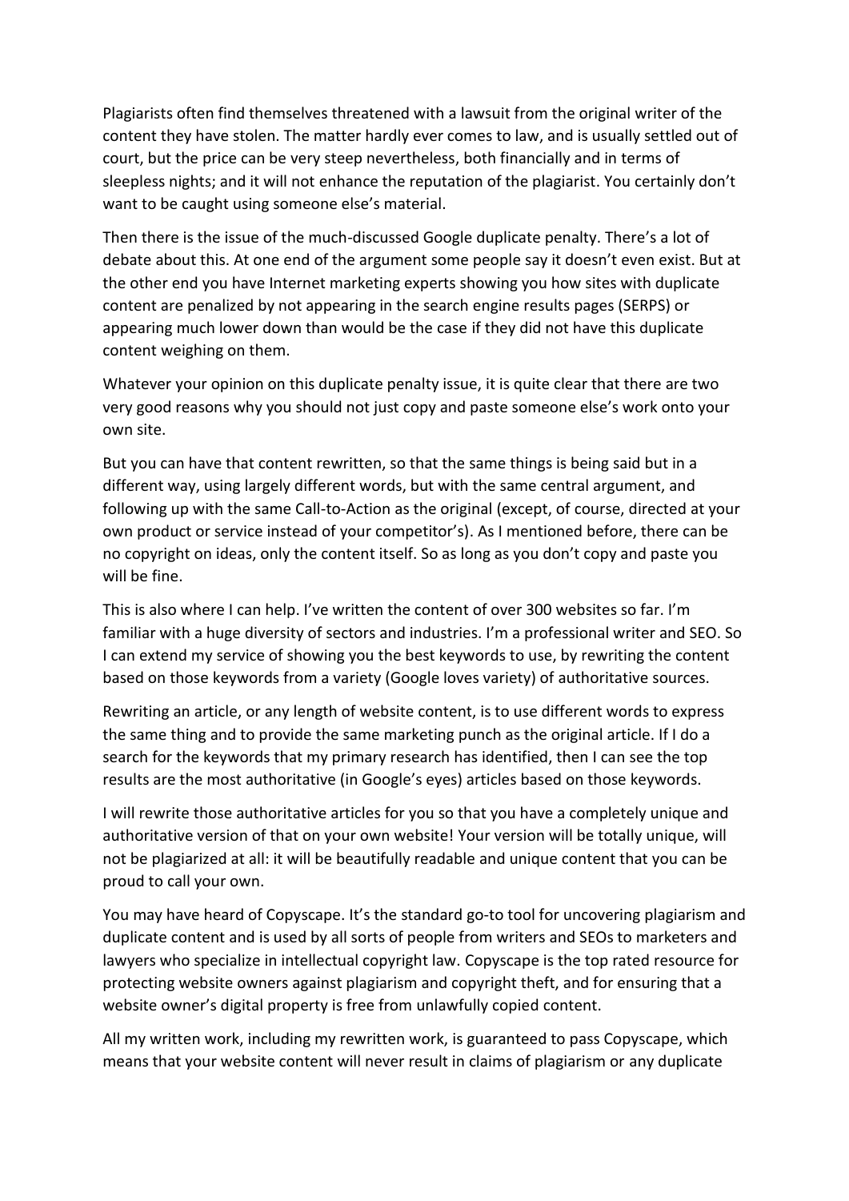Plagiarists often find themselves threatened with a lawsuit from the original writer of the content they have stolen. The matter hardly ever comes to law, and is usually settled out of court, but the price can be very steep nevertheless, both financially and in terms of sleepless nights; and it will not enhance the reputation of the plagiarist. You certainly don't want to be caught using someone else's material.

Then there is the issue of the much-discussed Google duplicate penalty. There's a lot of debate about this. At one end of the argument some people say it doesn't even exist. But at the other end you have Internet marketing experts showing you how sites with duplicate content are penalized by not appearing in the search engine results pages (SERPS) or appearing much lower down than would be the case if they did not have this duplicate content weighing on them.

Whatever your opinion on this duplicate penalty issue, it is quite clear that there are two very good reasons why you should not just copy and paste someone else's work onto your own site.

But you can have that content rewritten, so that the same things is being said but in a different way, using largely different words, but with the same central argument, and following up with the same Call-to-Action as the original (except, of course, directed at your own product or service instead of your competitor's). As I mentioned before, there can be no copyright on ideas, only the content itself. So as long as you don't copy and paste you will be fine.

This is also where I can help. I've written the content of over 300 websites so far. I'm familiar with a huge diversity of sectors and industries. I'm a professional writer and SEO. So I can extend my service of showing you the best keywords to use, by rewriting the content based on those keywords from a variety (Google loves variety) of authoritative sources.

Rewriting an article, or any length of website content, is to use different words to express the same thing and to provide the same marketing punch as the original article. If I do a search for the keywords that my primary research has identified, then I can see the top results are the most authoritative (in Google's eyes) articles based on those keywords.

I will rewrite those authoritative articles for you so that you have a completely unique and authoritative version of that on your own website! Your version will be totally unique, will not be plagiarized at all: it will be beautifully readable and unique content that you can be proud to call your own.

You may have heard of Copyscape. It's the standard go-to tool for uncovering plagiarism and duplicate content and is used by all sorts of people from writers and SEOs to marketers and lawyers who specialize in intellectual copyright law. Copyscape is the top rated resource for protecting website owners against plagiarism and copyright theft, and for ensuring that a website owner's digital property is free from unlawfully copied content.

All my written work, including my rewritten work, is guaranteed to pass Copyscape, which means that your website content will never result in claims of plagiarism or any duplicate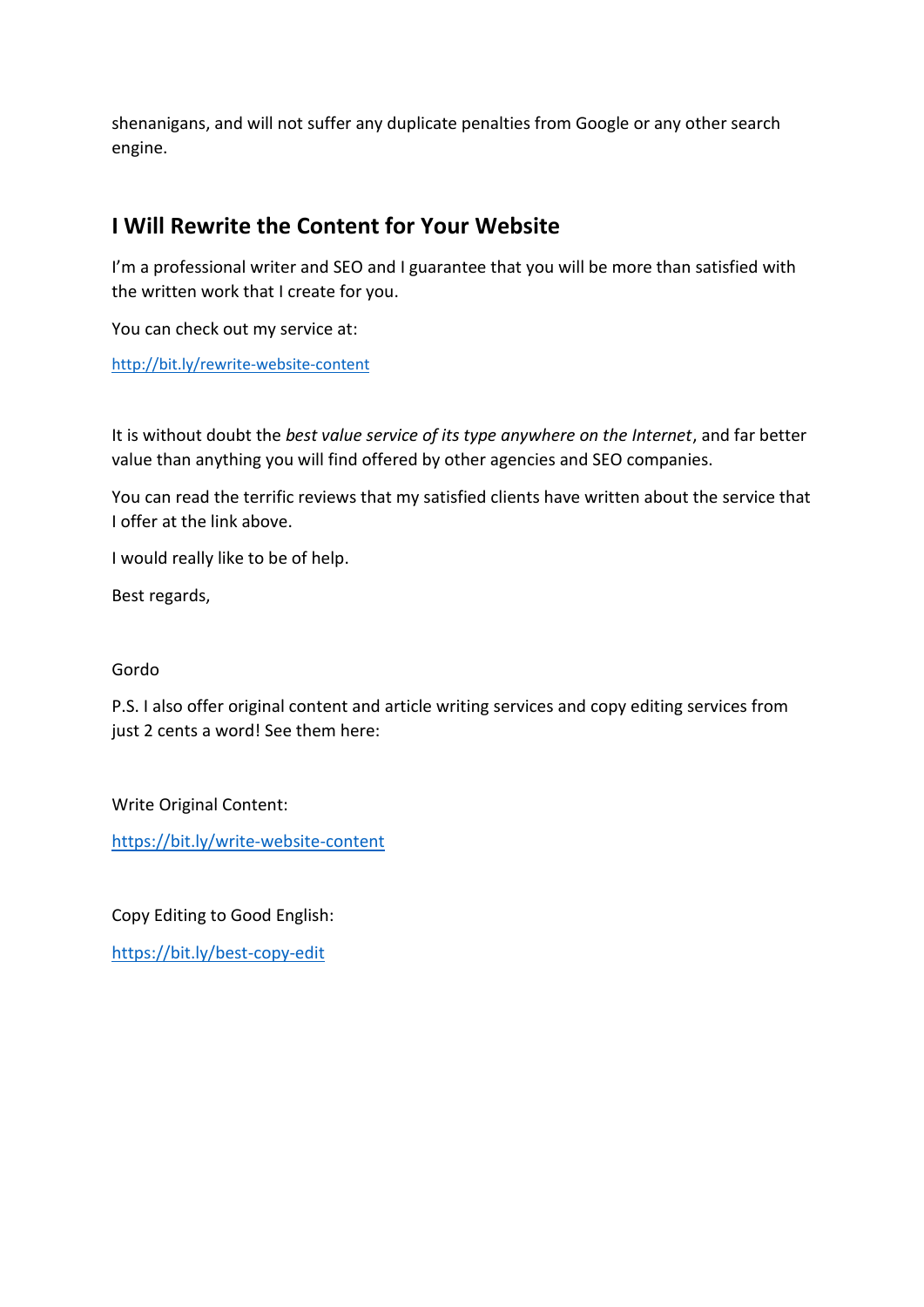shenanigans, and will not suffer any duplicate penalties from Google or any other search engine.

## I Will Rewrite the Content for Your Website

I'm a professional writer and SEO and I guarantee that you will be more than satisfied with the written work that I create for you.

You can check out my service at:

http://bit.ly/rewrite-website-content

It is without doubt the *best value service of its type anywhere on the Internet*, and far better value than anything you will find offered by other agencies and SEO companies.

You can read the terrific reviews that my satisfied clients have written about the service that I offer at the link above.

I would really like to be of help.

Best regards,

Gordo

P.S. I also offer original content and article writing services and copy editing services from just 2 cents a word! See them here:

Write Original Content:

https://bit.ly/write-website-content

Copy Editing to Good English:

https://bit.ly/best-copy-edit